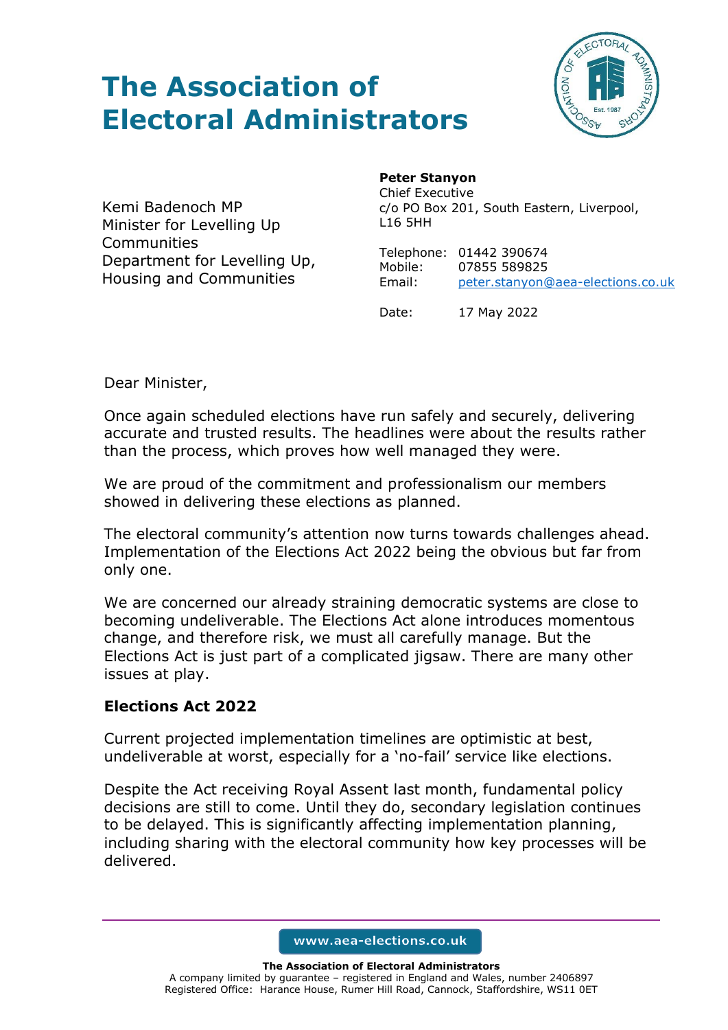# The Association of Electoral Administrators

Kemi Badenoch MP
Minister for Levelling Up Communities
Department for Levelling Up, Housing and Communities

**Peter Stanyon**
Chief Executive
c/o PO Box 201, South Eastern, Liverpool, L16 5HH

Telephone: 01442 390674
Mobile: 07855 589825
Email: peter.stanyon@aea-elections.co.uk

Date: 17 May 2022

Dear Minister,

Once again scheduled elections have run safely and securely, delivering accurate and trusted results. The headlines were about the results rather than the process, which proves how well managed they were.

We are proud of the commitment and professionalism our members showed in delivering these elections as planned.

The electoral community's attention now turns towards challenges ahead. Implementation of the Elections Act 2022 being the obvious but far from only one.

We are concerned our already straining democratic systems are close to becoming undeliverable. The Elections Act alone introduces momentous change, and therefore risk, we must all carefully manage. But the Elections Act is just part of a complicated jigsaw. There are many other issues at play.

**Elections Act 2022**

Current projected implementation timelines are optimistic at best, undeliverable at worst, especially for a 'no-fail' service like elections.

Despite the Act receiving Royal Assent last month, fundamental policy decisions are still to come. Until they do, secondary legislation continues to be delayed. This is significantly affecting implementation planning, including sharing with the electoral community how key processes will be delivered.

www.aea-elections.co.uk

**The Association of Electoral Administrators**
A company limited by guarantee – registered in England and Wales, number 2406897
Registered Office: Harance House, Rumer Hill Road, Cannock, Staffordshire, WS11 0ET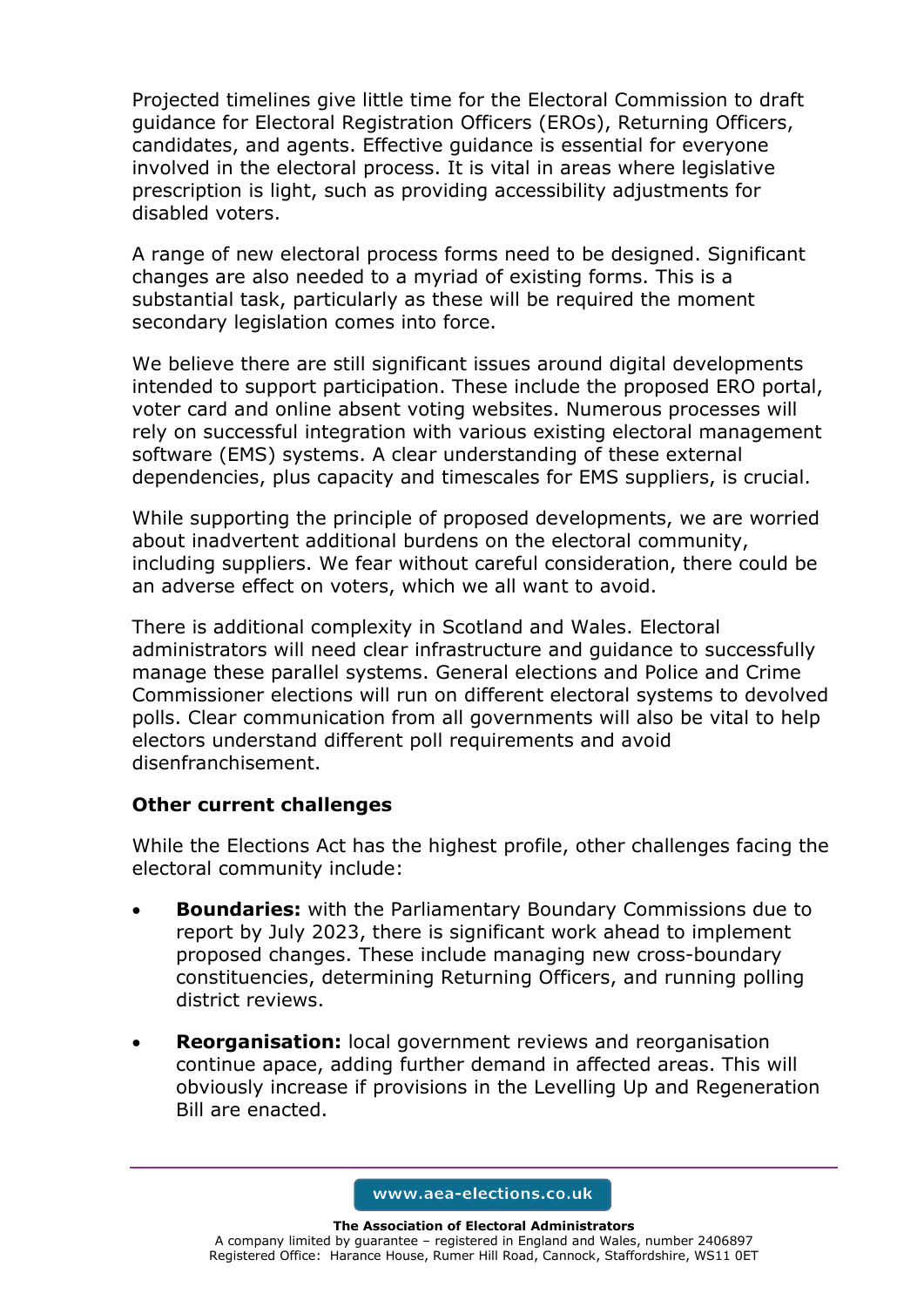Projected timelines give little time for the Electoral Commission to draft guidance for Electoral Registration Officers (EROs), Returning Officers, candidates, and agents. Effective guidance is essential for everyone involved in the electoral process. It is vital in areas where legislative prescription is light, such as providing accessibility adjustments for disabled voters.

A range of new electoral process forms need to be designed. Significant changes are also needed to a myriad of existing forms. This is a substantial task, particularly as these will be required the moment secondary legislation comes into force.

We believe there are still significant issues around digital developments intended to support participation. These include the proposed ERO portal, voter card and online absent voting websites. Numerous processes will rely on successful integration with various existing electoral management software (EMS) systems. A clear understanding of these external dependencies, plus capacity and timescales for EMS suppliers, is crucial.

While supporting the principle of proposed developments, we are worried about inadvertent additional burdens on the electoral community, including suppliers. We fear without careful consideration, there could be an adverse effect on voters, which we all want to avoid.

There is additional complexity in Scotland and Wales. Electoral administrators will need clear infrastructure and guidance to successfully manage these parallel systems. General elections and Police and Crime Commissioner elections will run on different electoral systems to devolved polls. Clear communication from all governments will also be vital to help electors understand different poll requirements and avoid disenfranchisement.

**Other current challenges**

While the Elections Act has the highest profile, other challenges facing the electoral community include:

- **Boundaries:** with the Parliamentary Boundary Commissions due to report by July 2023, there is significant work ahead to implement proposed changes. These include managing new cross-boundary constituencies, determining Returning Officers, and running polling district reviews.

- **Reorganisation:** local government reviews and reorganisation continue apace, adding further demand in affected areas. This will obviously increase if provisions in the Levelling Up and Regeneration Bill are enacted.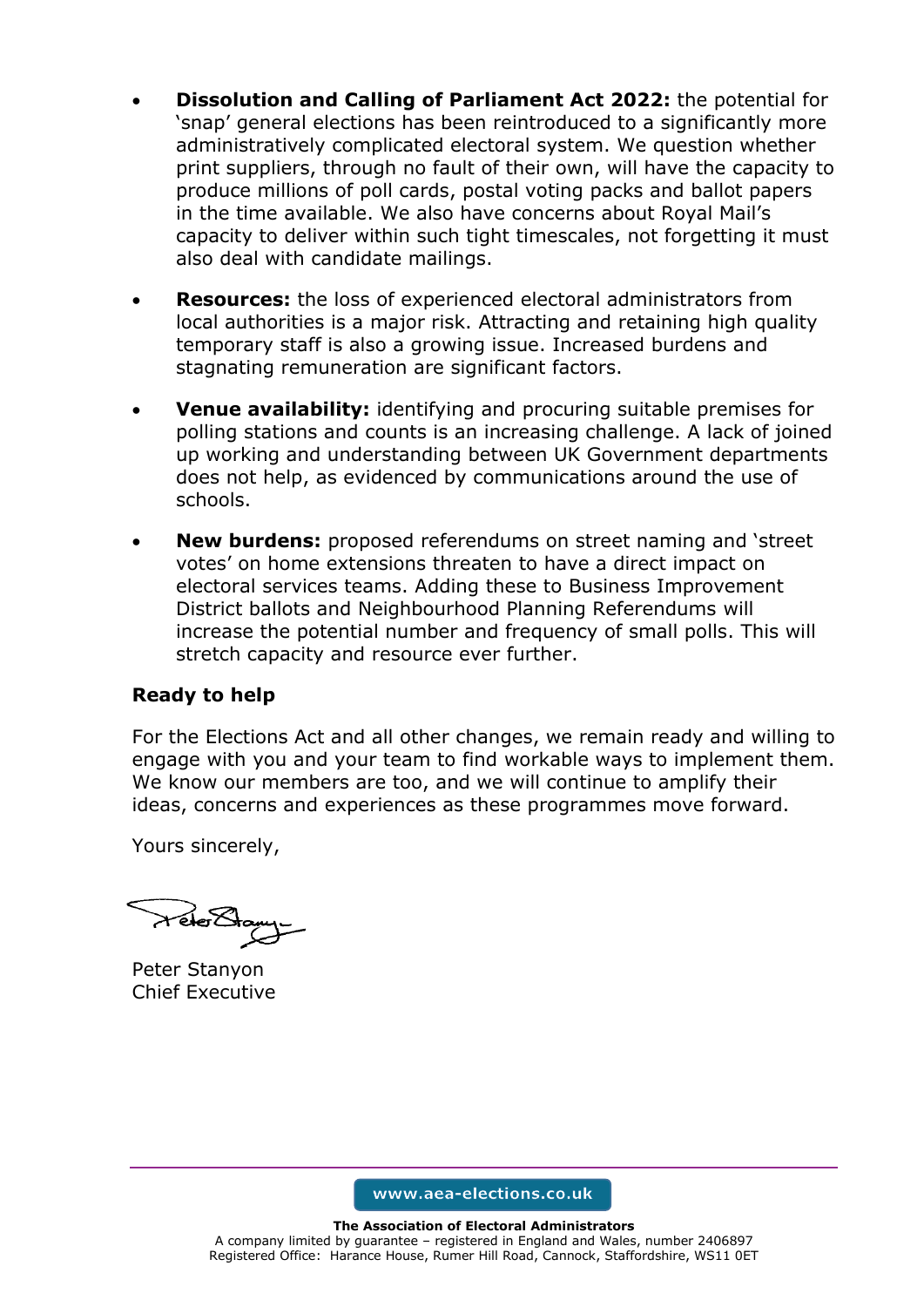- **Dissolution and Calling of Parliament Act 2022:** the potential for 'snap' general elections has been reintroduced to a significantly more administratively complicated electoral system. We question whether print suppliers, through no fault of their own, will have the capacity to produce millions of poll cards, postal voting packs and ballot papers in the time available. We also have concerns about Royal Mail's capacity to deliver within such tight timescales, not forgetting it must also deal with candidate mailings.

- **Resources:** the loss of experienced electoral administrators from local authorities is a major risk. Attracting and retaining high quality temporary staff is also a growing issue. Increased burdens and stagnating remuneration are significant factors.

- **Venue availability:** identifying and procuring suitable premises for polling stations and counts is an increasing challenge. A lack of joined up working and understanding between UK Government departments does not help, as evidenced by communications around the use of schools.

- **New burdens:** proposed referendums on street naming and 'street votes' on home extensions threaten to have a direct impact on electoral services teams. Adding these to Business Improvement District ballots and Neighbourhood Planning Referendums will increase the potential number and frequency of small polls. This will stretch capacity and resource ever further.

**Ready to help**

For the Elections Act and all other changes, we remain ready and willing to engage with you and your team to find workable ways to implement them. We know our members are too, and we will continue to amplify their ideas, concerns and experiences as these programmes move forward.

Yours sincerely,

Peter Stanyon
Chief Executive

www.aea-elections.co.uk

**The Association of Electoral Administrators**
A company limited by guarantee – registered in England and Wales, number 2406897
Registered Office: Harance House, Rumer Hill Road, Cannock, Staffordshire, WS11 0ET